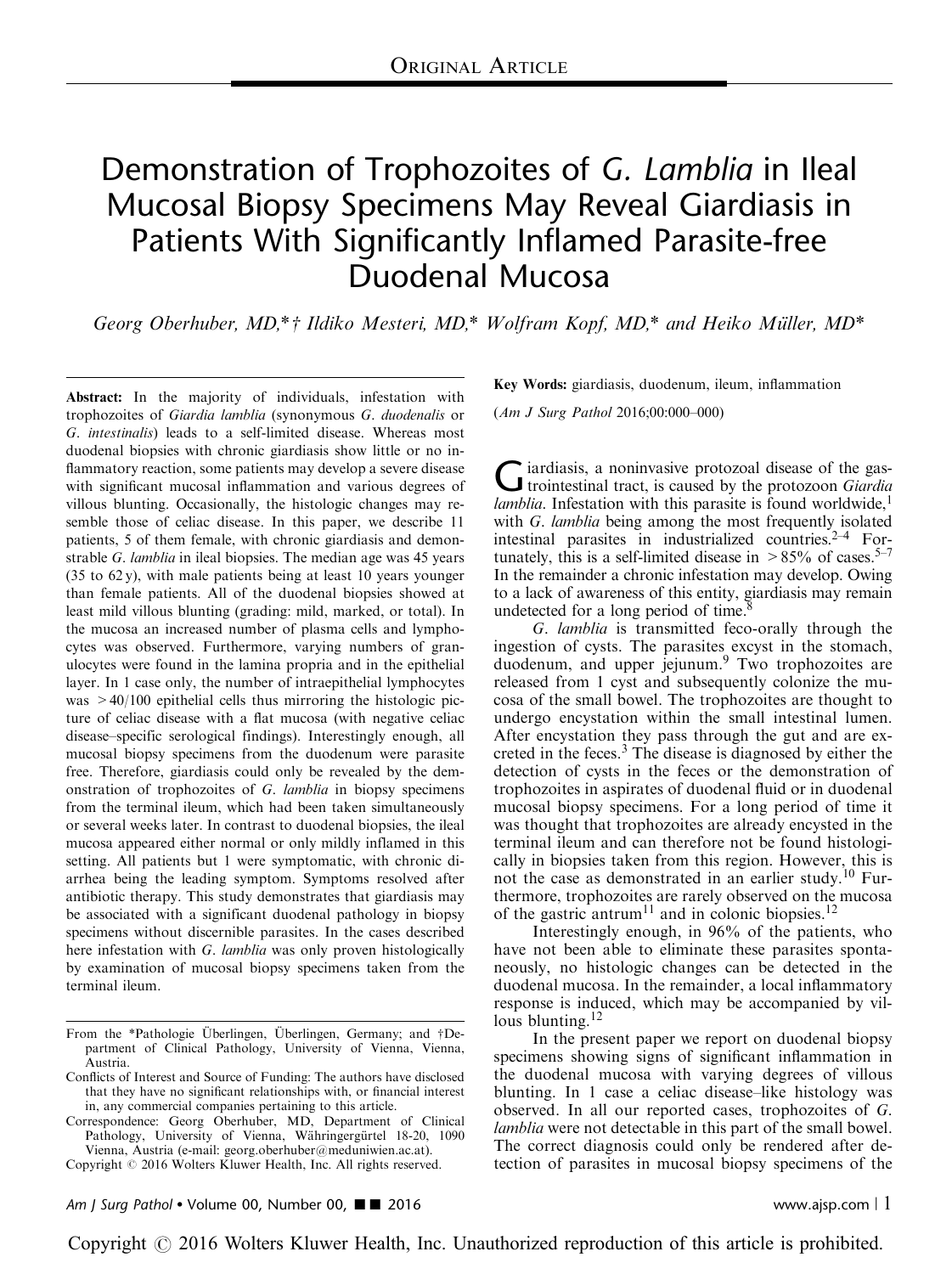Original Article

# Demonstration of Trophozoites of *G. Lamblia* in Ileal Mucosal Biopsy Specimens May Reveal Giardiasis in Patients With Significantly Inflamed Parasite-free Duodenal Mucosa

*Georg Oberhuber, MD,\*† Ildiko Mesteri, MD,\* Wolfram Kopf, MD,\* and Heiko Müller, MD\**

**Abstract:** In the majority of individuals, infestation with trophozoites of *Giardia lamblia* (synonymous *G. duodenalis* or *G. intestinalis*) leads to a self-limited disease. Whereas most duodenal biopsies with chronic giardiasis show little or no inflammatory reaction, some patients may develop a severe disease with significant mucosal inflammation and various degrees of villous blunting. Occasionally, the histologic changes may resemble those of celiac disease. In this paper, we describe 11 patients, 5 of them female, with chronic giardiasis and demonstrable *G. lamblia* in ileal biopsies. The median age was 45 years (35 to 62 y), with male patients being at least 10 years younger than female patients. All of the duodenal biopsies showed at least mild villous blunting (grading: mild, marked, or total). In the mucosa an increased number of plasma cells and lymphocytes was observed. Furthermore, varying numbers of granulocytes were found in the lamina propria and in the epithelial layer. In 1 case only, the number of intraepithelial lymphocytes was >40/100 epithelial cells thus mirroring the histologic picture of celiac disease with a flat mucosa (with negative celiac disease–specific serological findings). Interestingly enough, all mucosal biopsy specimens from the duodenum were parasite free. Therefore, giardiasis could only be revealed by the demonstration of trophozoites of *G. lamblia* in biopsy specimens from the terminal ileum, which had been taken simultaneously or several weeks later. In contrast to duodenal biopsies, the ileal mucosa appeared either normal or only mildly inflamed in this setting. All patients but 1 were symptomatic, with chronic diarrhea being the leading symptom. Symptoms resolved after antibiotic therapy. This study demonstrates that giardiasis may be associated with a significant duodenal pathology in biopsy specimens without discernible parasites. In the cases described here infestation with *G. lamblia* was only proven histologically by examination of mucosal biopsy specimens taken from the terminal ileum.

**Key Words:** giardiasis, duodenum, ileum, inflammation

(*Am J Surg Pathol* 2016;00:000–000)

From the \*Pathologie Überlingen, Überlingen, Germany; and †Department of Clinical Pathology, University of Vienna, Vienna, Austria.

Conflicts of Interest and Source of Funding: The authors have disclosed that they have no significant relationships with, or financial interest in, any commercial companies pertaining to this article.

Correspondence: Georg Oberhuber, MD, Department of Clinical Pathology, University of Vienna, Währingergürtel 18-20, 1090 Vienna, Austria (e-mail: georg.oberhuber@meduniwien.ac.at).

Copyright © 2016 Wolters Kluwer Health, Inc. All rights reserved.

Giardiasis, a noninvasive protozoal disease of the gastrointestinal tract, is caused by the protozoon *Giardia lamblia*. Infestation with this parasite is found worldwide,[1] with *G. lamblia* being among the most frequently isolated intestinal parasites in industrialized countries.[2–4] Fortunately, this is a self-limited disease in >85% of cases.[5–7] In the remainder a chronic infestation may develop. Owing to a lack of awareness of this entity, giardiasis may remain undetected for a long period of time.[8]

*G. lamblia* is transmitted feco-orally through the ingestion of cysts. The parasites excyst in the stomach, duodenum, and upper jejunum.[9] Two trophozoites are released from 1 cyst and subsequently colonize the mucosa of the small bowel. The trophozoites are thought to undergo encystation within the small intestinal lumen. After encystation they pass through the gut and are excreted in the feces.[3] The disease is diagnosed by either the detection of cysts in the feces or the demonstration of trophozoites in aspirates of duodenal fluid or in duodenal mucosal biopsy specimens. For a long period of time it was thought that trophozoites are already encysted in the terminal ileum and can therefore not be found histologically in biopsies taken from this region. However, this is not the case as demonstrated in an earlier study.[10] Furthermore, trophozoites are rarely observed on the mucosa of the gastric antrum[11] and in colonic biopsies.[12]

Interestingly enough, in 96% of the patients, who have not been able to eliminate these parasites spontaneously, no histologic changes can be detected in the duodenal mucosa. In the remainder, a local inflammatory response is induced, which may be accompanied by villous blunting.[12]

In the present paper we report on duodenal biopsy specimens showing signs of significant inflammation in the duodenal mucosa with varying degrees of villous blunting. In 1 case a celiac disease–like histology was observed. In all our reported cases, trophozoites of *G. lamblia* were not detectable in this part of the small bowel. The correct diagnosis could only be rendered after detection of parasites in mucosal biopsy specimens of the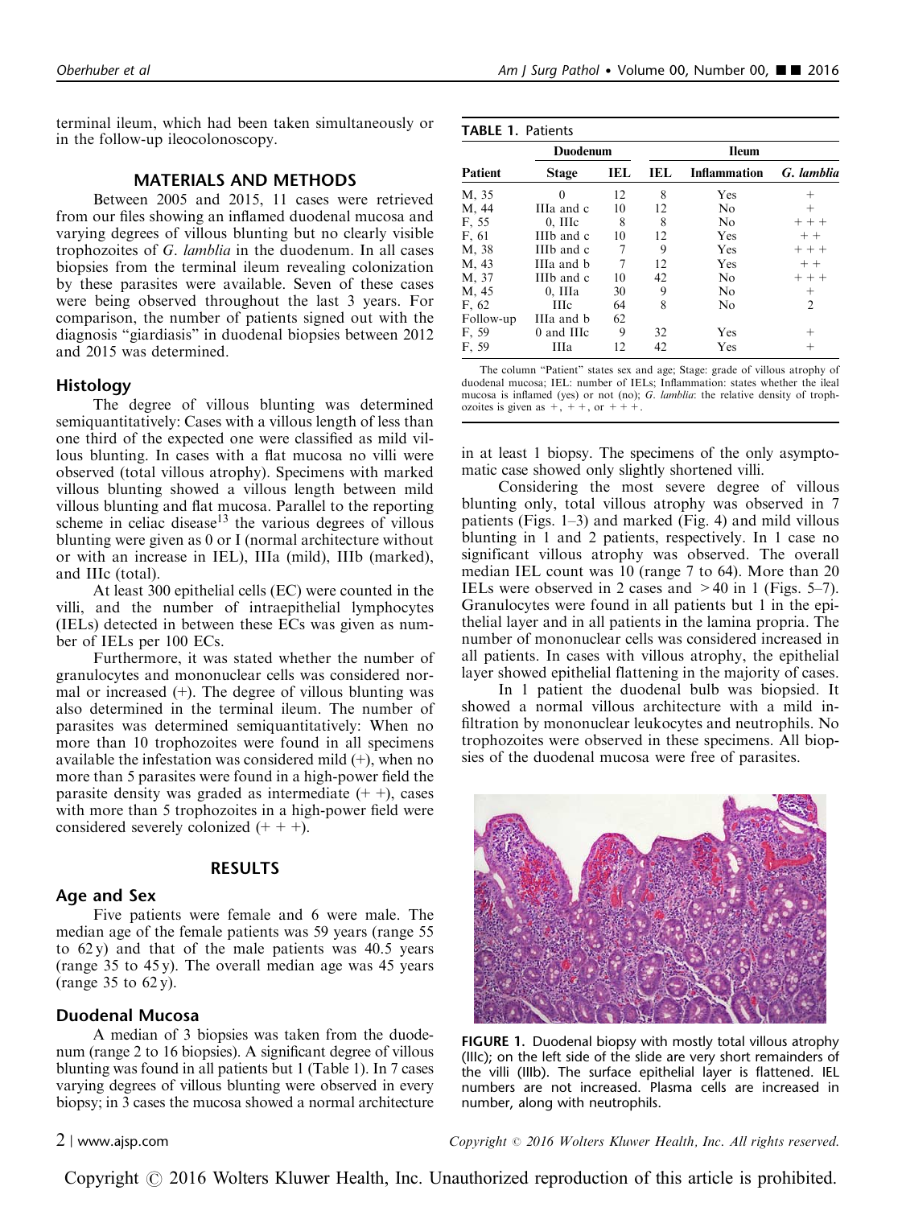terminal ileum, which had been taken simultaneously or in the follow-up ileocolonoscopy.

## MATERIALS AND METHODS

Between 2005 and 2015, 11 cases were retrieved from our files showing an inflamed duodenal mucosa and varying degrees of villous blunting but no clearly visible trophozoites of *G. lamblia* in the duodenum. In all cases biopsies from the terminal ileum revealing colonization by these parasites were available. Seven of these cases were being observed throughout the last 3 years. For comparison, the number of patients signed out with the diagnosis "giardiasis" in duodenal biopsies between 2012 and 2015 was determined.

### Histology

The degree of villous blunting was determined semiquantitatively: Cases with a villous length of less than one third of the expected one were classified as mild villous blunting. In cases with a flat mucosa no villi were observed (total villous atrophy). Specimens with marked villous blunting showed a villous length between mild villous blunting and flat mucosa. Parallel to the reporting scheme in celiac disease[13] the various degrees of villous blunting were given as 0 or I (normal architecture without or with an increase in IEL), IIIa (mild), IIIb (marked), and IIIc (total).

At least 300 epithelial cells (EC) were counted in the villi, and the number of intraepithelial lymphocytes (IELs) detected in between these ECs was given as number of IELs per 100 ECs.

Furthermore, it was stated whether the number of granulocytes and mononuclear cells was considered normal or increased (+). The degree of villous blunting was also determined in the terminal ileum. The number of parasites was determined semiquantitatively: When no more than 10 trophozoites were found in all specimens available the infestation was considered mild (+), when no more than 5 parasites were found in a high-power field the parasite density was graded as intermediate (+ +), cases with more than 5 trophozoites in a high-power field were considered severely colonized (+ + +).

## RESULTS

### Age and Sex

Five patients were female and 6 were male. The median age of the female patients was 59 years (range 55 to 62 y) and that of the male patients was 40.5 years (range 35 to 45 y). The overall median age was 45 years (range 35 to 62 y).

### Duodenal Mucosa

A median of 3 biopsies was taken from the duodenum (range 2 to 16 biopsies). A significant degree of villous blunting was found in all patients but 1 (Table 1). In 7 cases varying degrees of villous blunting were observed in every biopsy; in 3 cases the mucosa showed a normal architecture in at least 1 biopsy. The specimens of the only asymptomatic case showed only slightly shortened villi.

**TABLE 1.** Patients

| | Duodenum | | Ileum | | |
|---|---|---|---|---|---|
| **Patient** | **Stage** | **IEL** | **IEL** | **Inflammation** | ***G. lamblia*** |
| M, 35 | 0 | 12 | 8 | Yes | + |
| M, 44 | IIIa and c | 10 | 12 | No | + |
| F, 55 | 0, IIIc | 8 | 8 | No | + + + |
| F, 61 | IIIb and c | 10 | 12 | Yes | + + |
| M, 38 | IIIb and c | 7 | 9 | Yes | + + + |
| M, 43 | IIIa and b | 7 | 12 | Yes | + + |
| M, 37 | IIIb and c | 10 | 42 | No | + + + |
| M, 45 | 0, IIIa | 30 | 9 | No | + |
| F, 62 | IIIc | 64 | 8 | No | 2 |
| Follow-up | IIIa and b | 62 | | | |
| F, 59 | 0 and IIIc | 9 | 32 | Yes | + |
| F, 59 | IIIa | 12 | 42 | Yes | + |

The column "Patient" states sex and age; Stage: grade of villous atrophy of duodenal mucosa; IEL: number of IELs; Inflammation: states whether the ileal mucosa is inflamed (yes) or not (no); *G. lamblia*: the relative density of trophozoites is given as +, + +, or + + +.

Considering the most severe degree of villous blunting only, total villous atrophy was observed in 7 patients (Figs. 1–3) and marked (Fig. 4) and mild villous blunting in 1 and 2 patients, respectively. In 1 case no significant villous atrophy was observed. The overall median IEL count was 10 (range 7 to 64). More than 20 IELs were observed in 2 cases and >40 in 1 (Figs. 5–7). Granulocytes were found in all patients but 1 in the epithelial layer and in all patients in the lamina propria. The number of mononuclear cells was considered increased in all patients. In cases with villous atrophy, the epithelial layer showed epithelial flattening in the majority of cases.

In 1 patient the duodenal bulb was biopsied. It showed a normal villous architecture with a mild infiltration by mononuclear leukocytes and neutrophils. No trophozoites were observed in these specimens. All biopsies of the duodenal mucosa were free of parasites.

**FIGURE 1.** Duodenal biopsy with mostly total villous atrophy (IIIc); on the left side of the slide are very short remainders of the villi (IIIb). The surface epithelial layer is flattened. IEL numbers are not increased. Plasma cells are increased in number, along with neutrophils.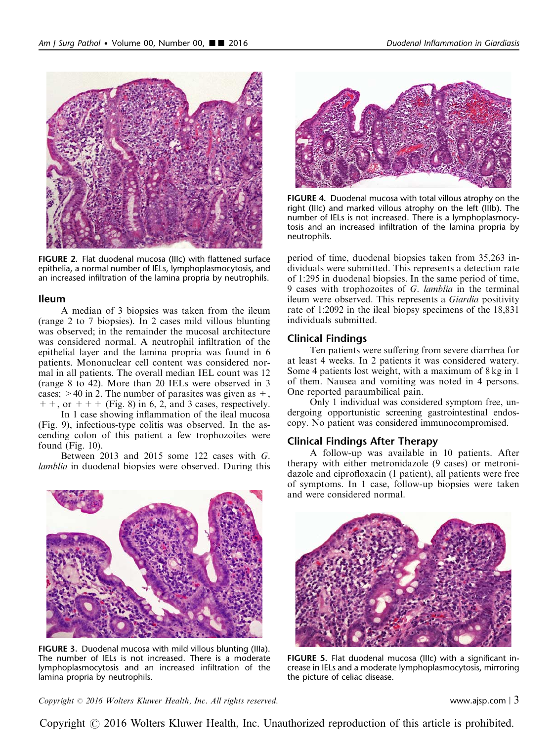FIGURE 2. Flat duodenal mucosa (IIIc) with flattened surface epithelia, a normal number of IELs, lymphoplasmocytosis, and an increased infiltration of the lamina propria by neutrophils.

## Ileum

A median of 3 biopsies was taken from the ileum (range 2 to 7 biopsies). In 2 cases mild villous blunting was observed; in the remainder the mucosal architecture was considered normal. A neutrophil infiltration of the epithelial layer and the lamina propria was found in 6 patients. Mononuclear cell content was considered normal in all patients. The overall median IEL count was 12 (range 8 to 42). More than 20 IELs were observed in 3 cases; >40 in 2. The number of parasites was given as +, + +, or + + + (Fig. 8) in 6, 2, and 3 cases, respectively.

In 1 case showing inflammation of the ileal mucosa (Fig. 9), infectious-type colitis was observed. In the ascending colon of this patient a few trophozoites were found (Fig. 10).

Between 2013 and 2015 some 122 cases with *G. lamblia* in duodenal biopsies were observed. During this period of time, duodenal biopsies taken from 35,263 individuals were submitted. This represents a detection rate of 1:295 in duodenal biopsies. In the same period of time, 9 cases with trophozoites of *G. lamblia* in the terminal ileum were observed. This represents a *Giardia* positivity rate of 1:2092 in the ileal biopsy specimens of the 18,831 individuals submitted.

FIGURE 3. Duodenal mucosa with mild villous blunting (IIIa). The number of IELs is not increased. There is a moderate lymphoplasmocytosis and an increased infiltration of the lamina propria by neutrophils.

FIGURE 4. Duodenal mucosa with total villous atrophy on the right (IIIc) and marked villous atrophy on the left (IIIb). The number of IELs is not increased. There is a lymphoplasmocytosis and an increased infiltration of the lamina propria by neutrophils.

## Clinical Findings

Ten patients were suffering from severe diarrhea for at least 4 weeks. In 2 patients it was considered watery. Some 4 patients lost weight, with a maximum of 8 kg in 1 of them. Nausea and vomiting was noted in 4 persons. One reported paraumbilical pain.

Only 1 individual was considered symptom free, undergoing opportunistic screening gastrointestinal endoscopy. No patient was considered immunocompromised.

## Clinical Findings After Therapy

A follow-up was available in 10 patients. After therapy with either metronidazole (9 cases) or metronidazole and ciprofloxacin (1 patient), all patients were free of symptoms. In 1 case, follow-up biopsies were taken and were considered normal.

FIGURE 5. Flat duodenal mucosa (IIIc) with a significant increase in IELs and a moderate lymphoplasmocytosis, mirroring the picture of celiac disease.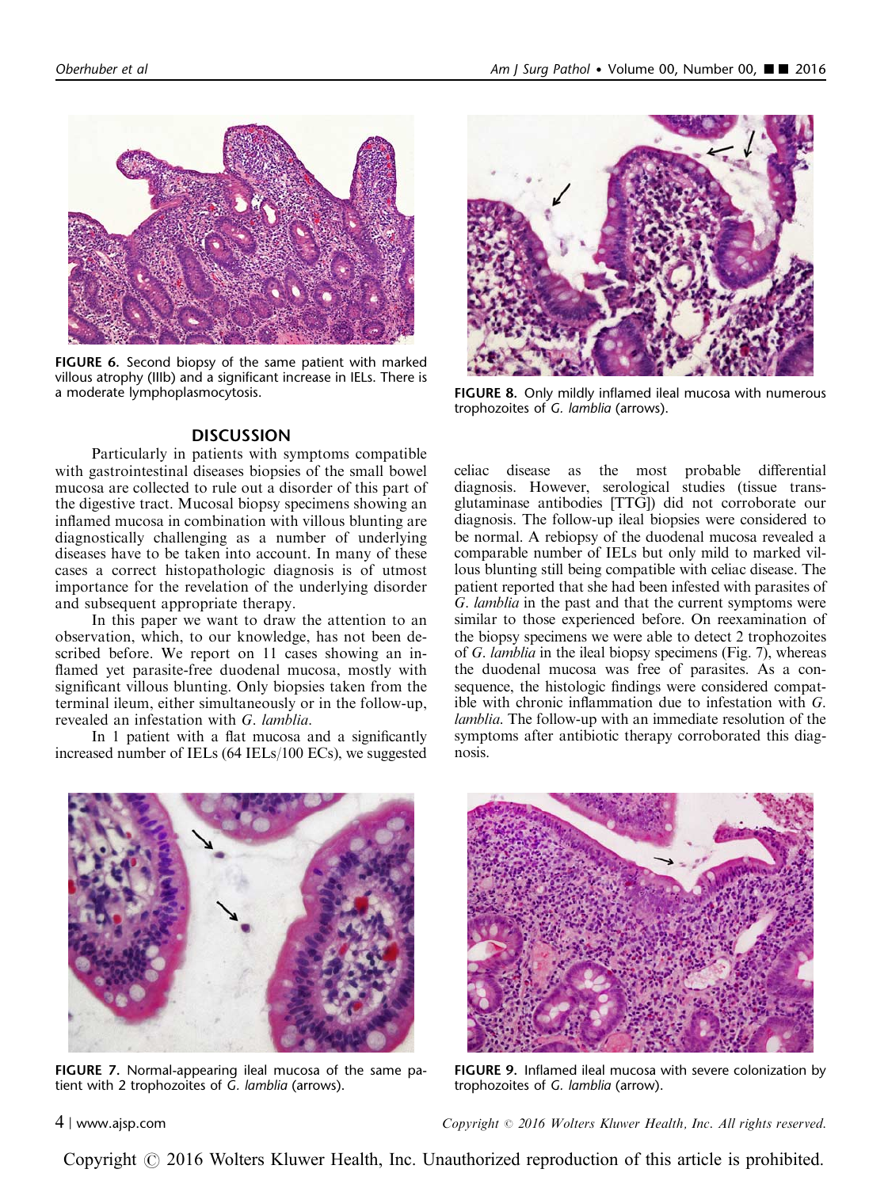FIGURE 6. Second biopsy of the same patient with marked villous atrophy (IIIb) and a significant increase in IELs. There is a moderate lymphoplasmocytosis.

FIGURE 8. Only mildly inflamed ileal mucosa with numerous trophozoites of *G. lamblia* (arrows).

## DISCUSSION

Particularly in patients with symptoms compatible with gastrointestinal diseases biopsies of the small bowel mucosa are collected to rule out a disorder of this part of the digestive tract. Mucosal biopsy specimens showing an inflamed mucosa in combination with villous blunting are diagnostically challenging as a number of underlying diseases have to be taken into account. In many of these cases a correct histopathologic diagnosis is of utmost importance for the revelation of the underlying disorder and subsequent appropriate therapy.

In this paper we want to draw the attention to an observation, which, to our knowledge, has not been described before. We report on 11 cases showing an inflamed yet parasite-free duodenal mucosa, mostly with significant villous blunting. Only biopsies taken from the terminal ileum, either simultaneously or in the follow-up, revealed an infestation with *G. lamblia*.

In 1 patient with a flat mucosa and a significantly increased number of IELs (64 IELs/100 ECs), we suggested celiac disease as the most probable differential diagnosis. However, serological studies (tissue transglutaminase antibodies [TTG]) did not corroborate our diagnosis. The follow-up ileal biopsies were considered to be normal. A rebiopsy of the duodenal mucosa revealed a comparable number of IELs but only mild to marked villous blunting still being compatible with celiac disease. The patient reported that she had been infested with parasites of *G. lamblia* in the past and that the current symptoms were similar to those experienced before. On reexamination of the biopsy specimens we were able to detect 2 trophozoites of *G. lamblia* in the ileal biopsy specimens (Fig. 7), whereas the duodenal mucosa was free of parasites. As a consequence, the histologic findings were considered compatible with chronic inflammation due to infestation with *G. lamblia*. The follow-up with an immediate resolution of the symptoms after antibiotic therapy corroborated this diagnosis.

FIGURE 7. Normal-appearing ileal mucosa of the same patient with 2 trophozoites of *G. lamblia* (arrows).

FIGURE 9. Inflamed ileal mucosa with severe colonization by trophozoites of *G. lamblia* (arrow).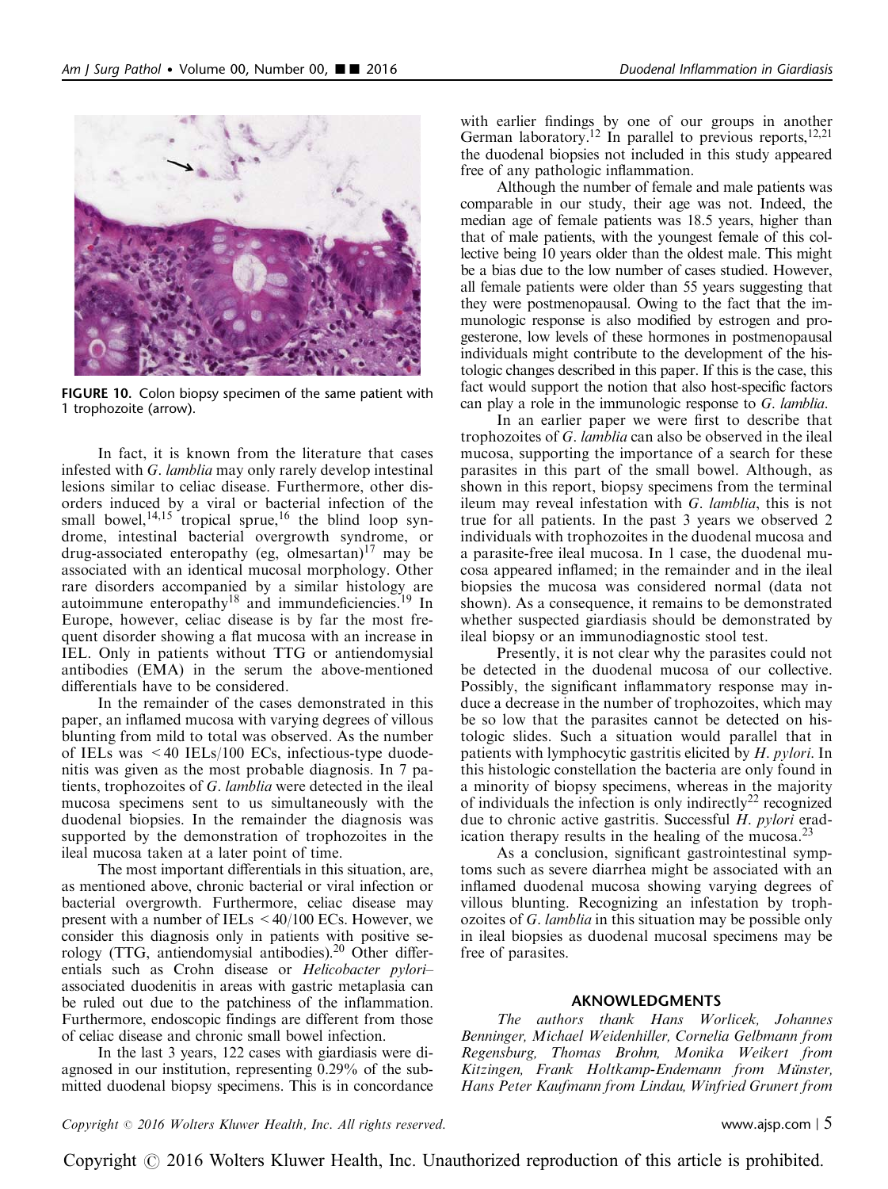FIGURE 10. Colon biopsy specimen of the same patient with 1 trophozoite (arrow).

In fact, it is known from the literature that cases infested with *G. lamblia* may only rarely develop intestinal lesions similar to celiac disease. Furthermore, other disorders induced by a viral or bacterial infection of the small bowel,[14,15] tropical sprue,[16] the blind loop syndrome, intestinal bacterial overgrowth syndrome, or drug-associated enteropathy (eg, olmesartan)[17] may be associated with an identical mucosal morphology. Other rare disorders accompanied by a similar histology are autoimmune enteropathy[18] and immundeficiencies.[19] In Europe, however, celiac disease is by far the most frequent disorder showing a flat mucosa with an increase in IEL. Only in patients without TTG or antiendomysial antibodies (EMA) in the serum the above-mentioned differentials have to be considered.

In the remainder of the cases demonstrated in this paper, an inflamed mucosa with varying degrees of villous blunting from mild to total was observed. As the number of IELs was <40 IELs/100 ECs, infectious-type duodenitis was given as the most probable diagnosis. In 7 patients, trophozoites of *G. lamblia* were detected in the ileal mucosa specimens sent to us simultaneously with the duodenal biopsies. In the remainder the diagnosis was supported by the demonstration of trophozoites in the ileal mucosa taken at a later point of time.

The most important differentials in this situation, are, as mentioned above, chronic bacterial or viral infection or bacterial overgrowth. Furthermore, celiac disease may present with a number of IELs <40/100 ECs. However, we consider this diagnosis only in patients with positive serology (TTG, antiendomysial antibodies).[20] Other differentials such as Crohn disease or *Helicobacter pylori*–associated duodenitis in areas with gastric metaplasia can be ruled out due to the patchiness of the inflammation. Furthermore, endoscopic findings are different from those of celiac disease and chronic small bowel infection.

In the last 3 years, 122 cases with giardiasis were diagnosed in our institution, representing 0.29% of the submitted duodenal biopsy specimens. This is in concordance with earlier findings by one of our groups in another German laboratory.[12] In parallel to previous reports,[12,21] the duodenal biopsies not included in this study appeared free of any pathologic inflammation.

Although the number of female and male patients was comparable in our study, their age was not. Indeed, the median age of female patients was 18.5 years, higher than that of male patients, with the youngest female of this collective being 10 years older than the oldest male. This might be a bias due to the low number of cases studied. However, all female patients were older than 55 years suggesting that they were postmenopausal. Owing to the fact that the immunologic response is also modified by estrogen and progesterone, low levels of these hormones in postmenopausal individuals might contribute to the development of the histologic changes described in this paper. If this is the case, this fact would support the notion that also host-specific factors can play a role in the immunologic response to *G. lamblia*.

In an earlier paper we were first to describe that trophozoites of *G. lamblia* can also be observed in the ileal mucosa, supporting the importance of a search for these parasites in this part of the small bowel. Although, as shown in this report, biopsy specimens from the terminal ileum may reveal infestation with *G. lamblia*, this is not true for all patients. In the past 3 years we observed 2 individuals with trophozoites in the duodenal mucosa and a parasite-free ileal mucosa. In 1 case, the duodenal mucosa appeared inflamed; in the remainder and in the ileal biopsies the mucosa was considered normal (data not shown). As a consequence, it remains to be demonstrated whether suspected giardiasis should be demonstrated by ileal biopsy or an immunodiagnostic stool test.

Presently, it is not clear why the parasites could not be detected in the duodenal mucosa of our collective. Possibly, the significant inflammatory response may induce a decrease in the number of trophozoites, which may be so low that the parasites cannot be detected on histologic slides. Such a situation would parallel that in patients with lymphocytic gastritis elicited by *H. pylori*. In this histologic constellation the bacteria are only found in a minority of biopsy specimens, whereas in the majority of individuals the infection is only indirectly[22] recognized due to chronic active gastritis. Successful *H. pylori* eradication therapy results in the healing of the mucosa.[23]

As a conclusion, significant gastrointestinal symptoms such as severe diarrhea might be associated with an inflamed duodenal mucosa showing varying degrees of villous blunting. Recognizing an infestation by trophozoites of *G. lamblia* in this situation may be possible only in ileal biopsies as duodenal mucosal specimens may be free of parasites.

## AKNOWLEDGMENTS

*The authors thank Hans Worlicek, Johannes Benninger, Michael Weidenhiller, Cornelia Gelbmann from Regensburg, Thomas Brohm, Monika Weikert from Kitzingen, Frank Holtkamp-Endemann from Münster, Hans Peter Kaufmann from Lindau, Winfried Grunert from*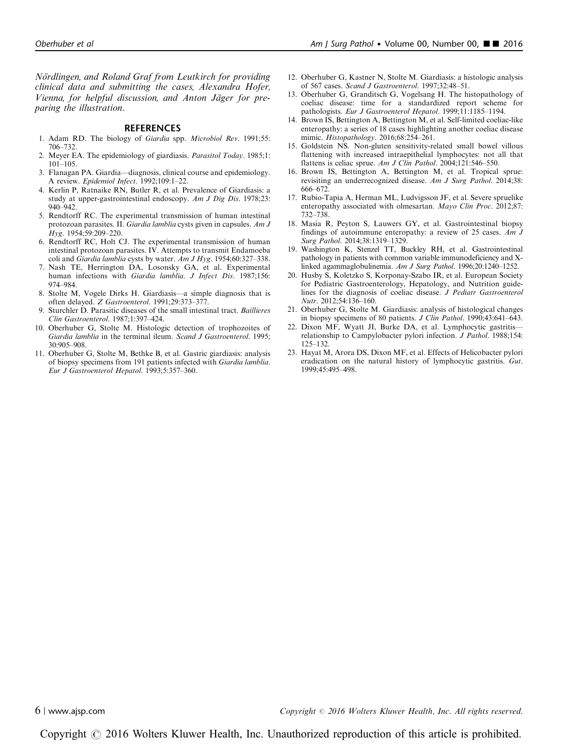*Nördlingen, and Roland Graf from Leutkirch for providing clinical data and submitting the cases, Alexandra Hofer, Vienna, for helpful discussion, and Anton Jäger for preparing the illustration.*

## REFERENCES

1. Adam RD. The biology of *Giardia* spp. *Microbiol Rev*. 1991;55: 706–732.
2. Meyer EA. The epidemiology of giardiasis. *Parasitol Today*. 1985;1: 101–105.
3. Flanagan PA. Giardia—diagnosis, clinical course and epidemiology. A review. *Epidemiol Infect*. 1992;109:1–22.
4. Kerlin P, Ratnaike RN, Butler R, et al. Prevalence of Giardiasis: a study at upper-gastrointestinal endoscopy. *Am J Dig Dis*. 1978;23: 940–942.
5. Rendtorff RC. The experimental transmission of human intestinal protozoan parasites. II. *Giardia lamblia* cysts given in capsules. *Am J Hyg*. 1954;59:209–220.
6. Rendtorff RC, Holt CJ. The experimental transmission of human intestinal protozoan parasites. IV. Attempts to transmit Endamoeba coli and *Giardia lamblia* cysts by water. *Am J Hyg*. 1954;60:327–338.
7. Nash TE, Herrington DA, Losonsky GA, et al. Experimental human infections with *Giardia lamblia*. *J Infect Dis*. 1987;156: 974–984.
8. Stolte M, Vogele Dirks H. Giardiasis—a simple diagnosis that is often delayed. *Z Gastroenterol*. 1991;29:373–377.
9. Sturchler D. Parasitic diseases of the small intestinal tract. *Baillieres Clin Gastroenterol*. 1987;1:397–424.
10. Oberhuber G, Stolte M. Histologic detection of trophozoites of *Giardia lamblia* in the terminal ileum. *Scand J Gastroenterol*. 1995; 30:905–908.
11. Oberhuber G, Stolte M, Bethke B, et al. Gastric giardiasis: analysis of biopsy specimens from 191 patients infected with *Giardia lamblia*. *Eur J Gastroenterol Hepatol*. 1993;5:357–360.
12. Oberhuber G, Kastner N, Stolte M. Giardiasis: a histologic analysis of 567 cases. *Scand J Gastroenterol*. 1997;32:48–51.
13. Oberhuber G, Granditsch G, Vogelsang H. The histopathology of coeliac disease: time for a standardized report scheme for pathologists. *Eur J Gastroenterol Hepatol*. 1999;11:1185–1194.
14. Brown IS, Bettington A, Bettington M, et al. Self-limited coeliac-like enteropathy: a series of 18 cases highlighting another coeliac disease mimic. *Histopathology*. 2016;68:254–261.
15. Goldstein NS. Non-gluten sensitivity-related small bowel villous flattening with increased intraepithelial lymphocytes: not all that flattens is celiac sprue. *Am J Clin Pathol*. 2004;121:546–550.
16. Brown IS, Bettington A, Bettington M, et al. Tropical sprue: revisiting an underrecognized disease. *Am J Surg Pathol*. 2014;38: 666–672.
17. Rubio-Tapia A, Herman ML, Ludvigsson JF, et al. Severe spruelike enteropathy associated with olmesartan. *Mayo Clin Proc*. 2012;87: 732–738.
18. Masia R, Peyton S, Lauwers GY, et al. Gastrointestinal biopsy findings of autoimmune enteropathy: a review of 25 cases. *Am J Surg Pathol*. 2014;38:1319–1329.
19. Washington K, Stenzel TT, Buckley RH, et al. Gastrointestinal pathology in patients with common variable immunodeficiency and X-linked agammaglobulinemia. *Am J Surg Pathol*. 1996;20:1240–1252.
20. Husby S, Koletzko S, Korponay-Szabo IR, et al. European Society for Pediatric Gastroenterology, Hepatology, and Nutrition guidelines for the diagnosis of coeliac disease. *J Pediatr Gastroenterol Nutr*. 2012;54:136–160.
21. Oberhuber G, Stolte M. Giardiasis: analysis of histological changes in biopsy specimens of 80 patients. *J Clin Pathol*. 1990;43:641–643.
22. Dixon MF, Wyatt JI, Burke DA, et al. Lymphocytic gastritis—relationship to Campylobacter pylori infection. *J Pathol*. 1988;154: 125–132.
23. Hayat M, Arora DS, Dixon MF, et al. Effects of Helicobacter pylori eradication on the natural history of lymphocytic gastritis. *Gut*. 1999;45:495–498.